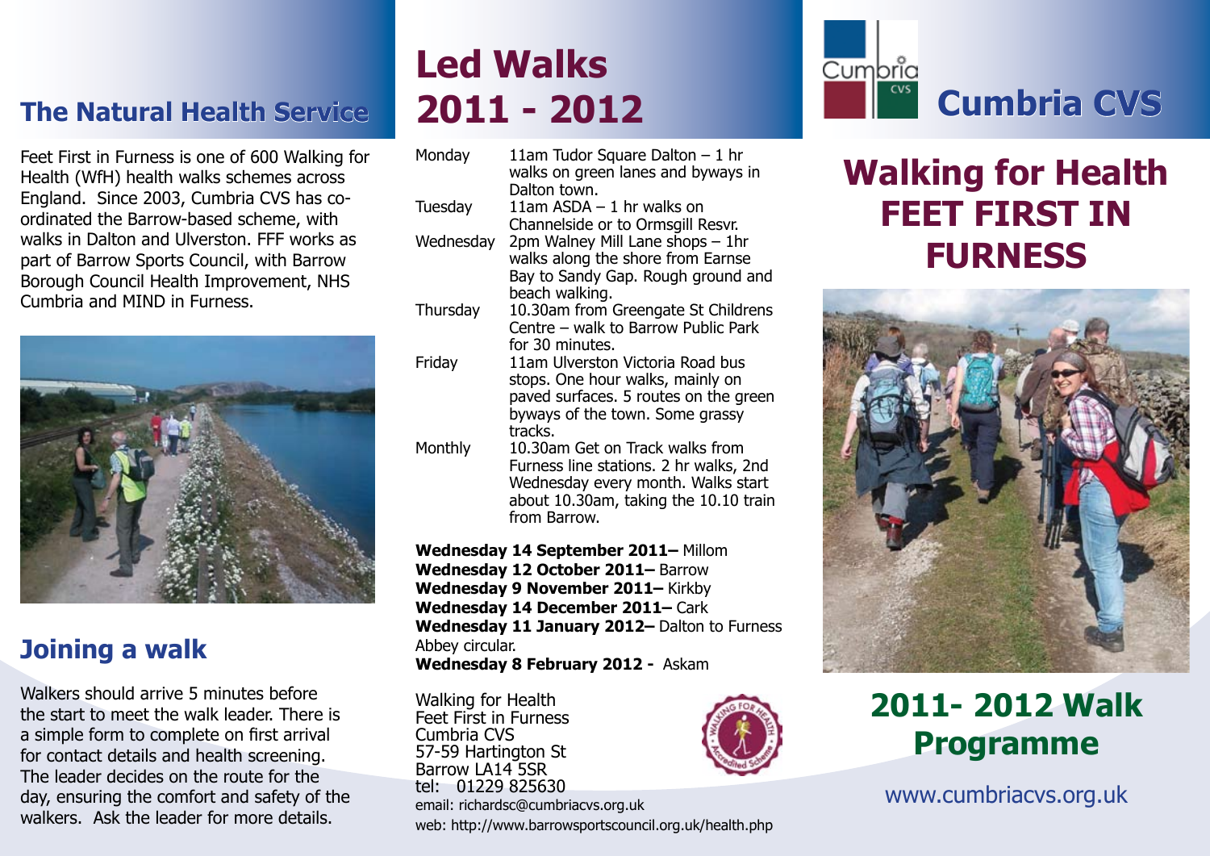## The Natural Health Service

Feet First in Furness is one of 600 Walking for Health (WfH) health walks schemes across England. Since 2003, Cumbria CVS has co-ordinated the Barrow-based scheme, with walks in Dalton and Ulverston. FFF works as part of Barrow Sports Council, with Barrow Borough Council Health Improvement, NHS Cumbria and MIND in Furness.

## Joining a walk

Walkers should arrive 5 minutes before the start to meet the walk leader. There is a simple form to complete on first arrival for contact details and health screening. The leader decides on the route for the day, ensuring the comfort and safety of the walkers. Ask the leader for more details.

# Led Walks 2011 - 2012

| | |
|---|---|
| Monday | 11am Tudor Square Dalton – 1 hr walks on green lanes and byways in Dalton town. |
| Tuesday | 11am ASDA – 1 hr walks on Channelside or to Ormsgill Resvr. |
| Wednesday | 2pm Walney Mill Lane shops – 1hr walks along the shore from Earnse Bay to Sandy Gap. Rough ground and beach walking. |
| Thursday | 10.30am from Greengate St Childrens Centre – walk to Barrow Public Park for 30 minutes. |
| Friday | 11am Ulverston Victoria Road bus stops. One hour walks, mainly on paved surfaces. 5 routes on the green byways of the town. Some grassy tracks. |
| Monthly | 10.30am Get on Track walks from Furness line stations. 2 hr walks, 2nd Wednesday every month. Walks start about 10.30am, taking the 10.10 train from Barrow. |

**Wednesday 14 September 2011–** Millom
**Wednesday 12 October 2011–** Barrow
**Wednesday 9 November 2011–** Kirkby
**Wednesday 14 December 2011–** Cark
**Wednesday 11 January 2012–** Dalton to Furness Abbey circular.
**Wednesday 8 February 2012 -** Askam

Walking for Health
Feet First in Furness
Cumbria CVS
57-59 Hartington St
Barrow LA14 5SR
tel: 01229 825630
email: richardsc@cumbriacvs.org.uk
web: http://www.barrowsportscouncil.org.uk/health.php

Cumbria CVS

# Walking for Health FEET FIRST IN FURNESS

## 2011- 2012 Walk Programme

www.cumbriacvs.org.uk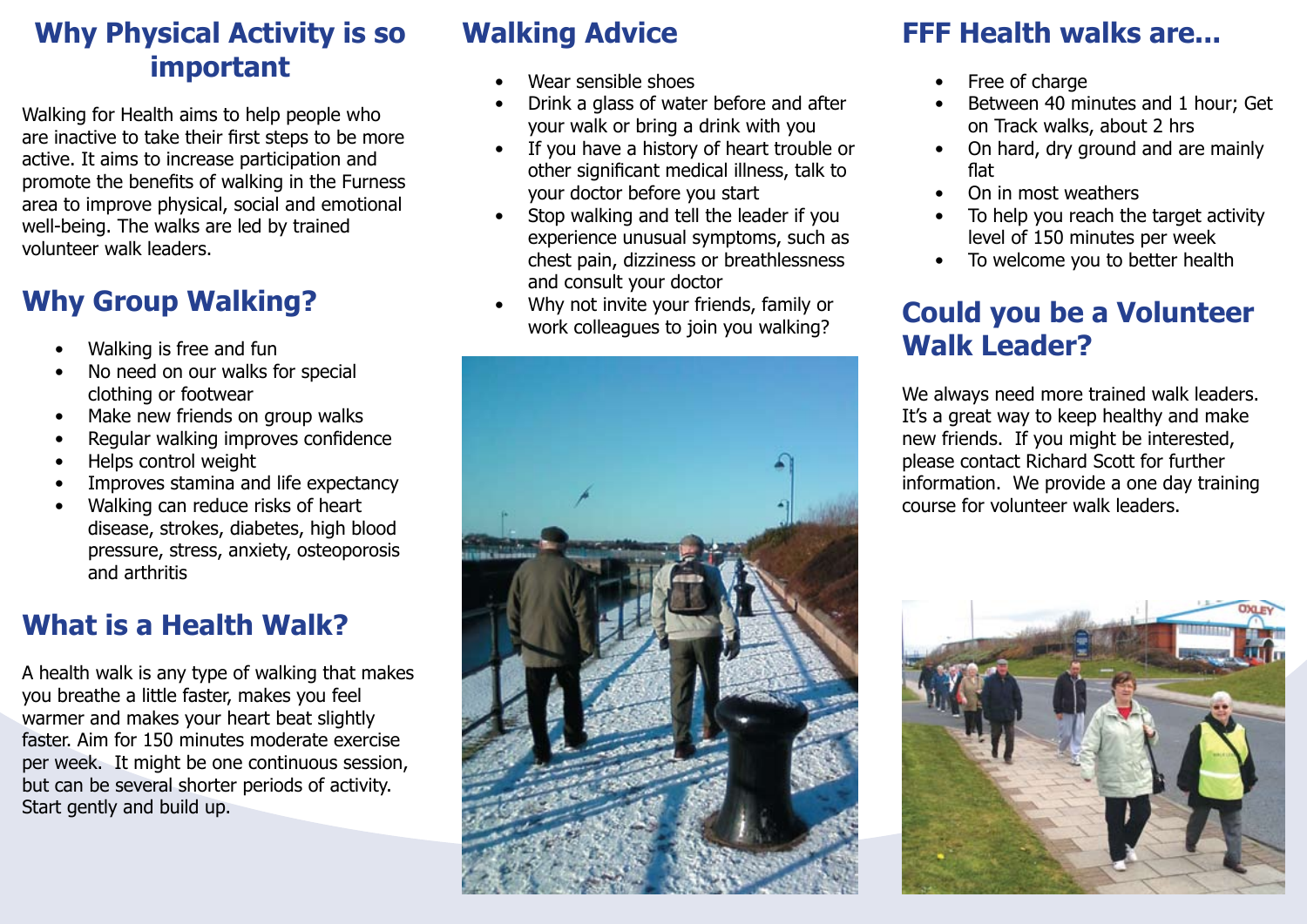## Why Physical Activity is so important

Walking for Health aims to help people who are inactive to take their first steps to be more active. It aims to increase participation and promote the benefits of walking in the Furness area to improve physical, social and emotional well-being. The walks are led by trained volunteer walk leaders.

## Why Group Walking?

- Walking is free and fun
- No need on our walks for special clothing or footwear
- Make new friends on group walks
- Regular walking improves confidence
- Helps control weight
- Improves stamina and life expectancy
- Walking can reduce risks of heart disease, strokes, diabetes, high blood pressure, stress, anxiety, osteoporosis and arthritis

## What is a Health Walk?

A health walk is any type of walking that makes you breathe a little faster, makes you feel warmer and makes your heart beat slightly faster. Aim for 150 minutes moderate exercise per week. It might be one continuous session, but can be several shorter periods of activity. Start gently and build up.

## Walking Advice

- Wear sensible shoes
- Drink a glass of water before and after your walk or bring a drink with you
- If you have a history of heart trouble or other significant medical illness, talk to your doctor before you start
- Stop walking and tell the leader if you experience unusual symptoms, such as chest pain, dizziness or breathlessness and consult your doctor
- Why not invite your friends, family or work colleagues to join you walking?

## FFF Health walks are...

- Free of charge
- Between 40 minutes and 1 hour; Get on Track walks, about 2 hrs
- On hard, dry ground and are mainly flat
- On in most weathers
- To help you reach the target activity level of 150 minutes per week
- To welcome you to better health

## Could you be a Volunteer Walk Leader?

We always need more trained walk leaders. It's a great way to keep healthy and make new friends. If you might be interested, please contact Richard Scott for further information. We provide a one day training course for volunteer walk leaders.